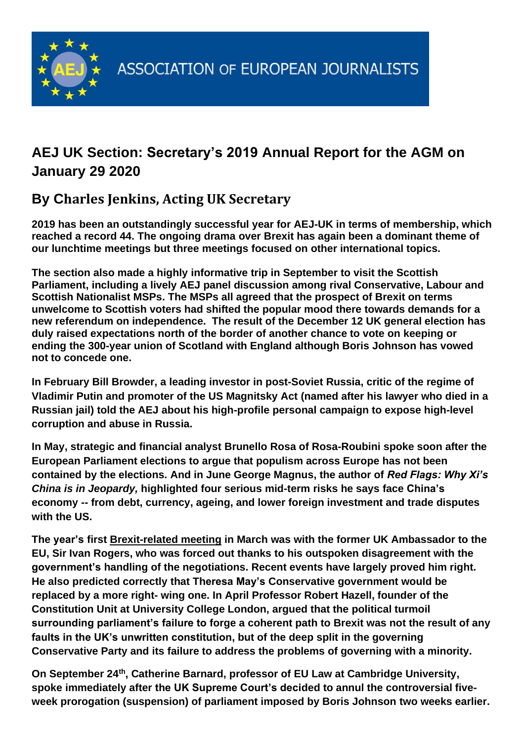ASSOCIATION OF EUROPEAN JOURNALISTS

## AEJ UK Section: Secretary's 2019 Annual Report for the AGM on January 29 2020

### By Charles Jenkins, Acting UK Secretary

**2019 has been an outstandingly successful year for AEJ-UK in terms of membership, which reached a record 44. The ongoing drama over Brexit has again been a dominant theme of our lunchtime meetings but three meetings focused on other international topics.**

**The section also made a highly informative trip in September to visit the Scottish Parliament, including a lively AEJ panel discussion among rival Conservative, Labour and Scottish Nationalist MSPs. The MSPs all agreed that the prospect of Brexit on terms unwelcome to Scottish voters had shifted the popular mood there towards demands for a new referendum on independence. The result of the December 12 UK general election has duly raised expectations north of the border of another chance to vote on keeping or ending the 300-year union of Scotland with England although Boris Johnson has vowed not to concede one.**

**In February Bill Browder, a leading investor in post-Soviet Russia, critic of the regime of Vladimir Putin and promoter of the US Magnitsky Act (named after his lawyer who died in a Russian jail) told the AEJ about his high-profile personal campaign to expose high-level corruption and abuse in Russia.**

**In May, strategic and financial analyst Brunello Rosa of Rosa-Roubini spoke soon after the European Parliament elections to argue that populism across Europe has not been contained by the elections. And in June George Magnus, the author of *Red Flags: Why Xi's China is in Jeopardy,* highlighted four serious mid-term risks he says face China's economy -- from debt, currency, ageing, and lower foreign investment and trade disputes with the US.**

**The year's first Brexit-related meeting in March was with the former UK Ambassador to the EU, Sir Ivan Rogers, who was forced out thanks to his outspoken disagreement with the government's handling of the negotiations. Recent events have largely proved him right. He also predicted correctly that Theresa May's Conservative government would be replaced by a more right- wing one. In April Professor Robert Hazell, founder of the Constitution Unit at University College London, argued that the political turmoil surrounding parliament's failure to forge a coherent path to Brexit was not the result of any faults in the UK's unwritten constitution, but of the deep split in the governing Conservative Party and its failure to address the problems of governing with a minority.**

**On September 24th, Catherine Barnard, professor of EU Law at Cambridge University, spoke immediately after the UK Supreme Court's decided to annul the controversial five-week prorogation (suspension) of parliament imposed by Boris Johnson two weeks earlier.**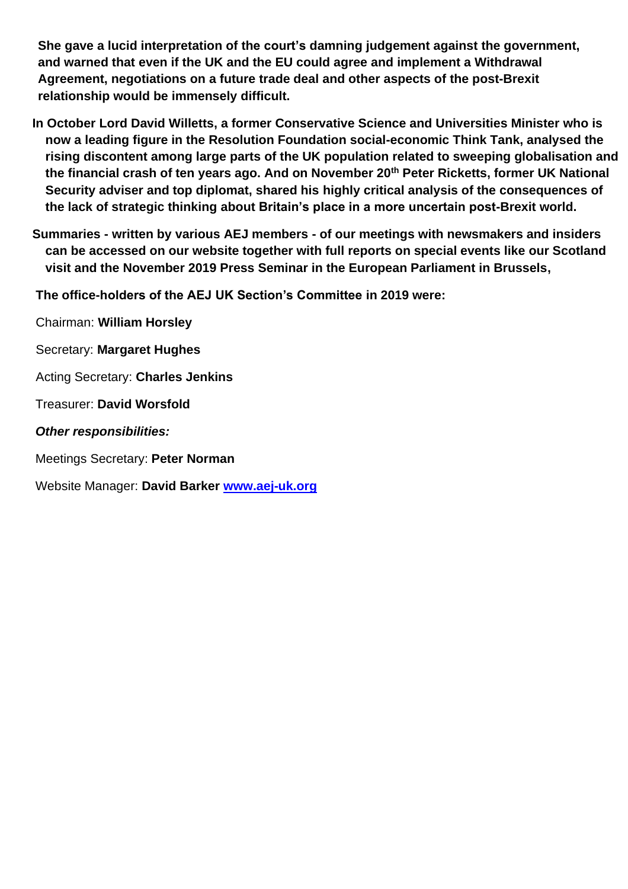**She gave a lucid interpretation of the court's damning judgement against the government, and warned that even if the UK and the EU could agree and implement a Withdrawal Agreement, negotiations on a future trade deal and other aspects of the post-Brexit relationship would be immensely difficult.**

**In October Lord David Willetts, a former Conservative Science and Universities Minister who is now a leading figure in the Resolution Foundation social-economic Think Tank, analysed the rising discontent among large parts of the UK population related to sweeping globalisation and the financial crash of ten years ago. And on November 20th Peter Ricketts, former UK National Security adviser and top diplomat, shared his highly critical analysis of the consequences of the lack of strategic thinking about Britain's place in a more uncertain post-Brexit world.**

**Summaries - written by various AEJ members - of our meetings with newsmakers and insiders can be accessed on our website together with full reports on special events like our Scotland visit and the November 2019 Press Seminar in the European Parliament in Brussels,**

**The office-holders of the AEJ UK Section's Committee in 2019 were:**

Chairman: **William Horsley**

Secretary: **Margaret Hughes**

Acting Secretary: **Charles Jenkins**

Treasurer: **David Worsfold**

***Other responsibilities:***

Meetings Secretary: **Peter Norman**

Website Manager: **David Barker** **www.aej-uk.org**